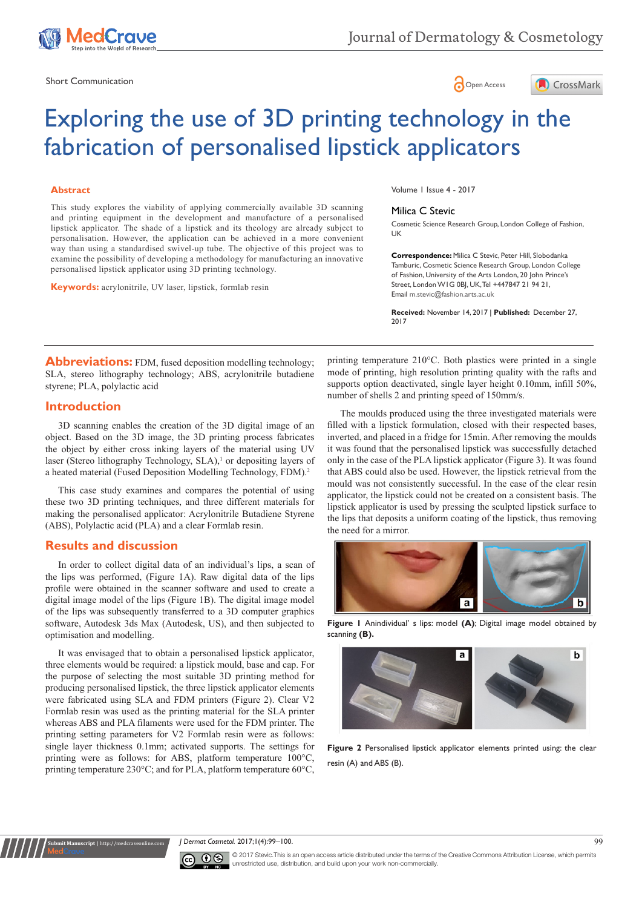Short Communication

Open Access

# Exploring the use of 3D printing technology in the fabrication of personalised lipstick applicators

## Abstract

This study explores the viability of applying commercially available 3D scanning and printing equipment in the development and manufacture of a personalised lipstick applicator. The shade of a lipstick and its theology are already subject to personalisation. However, the application can be achieved in a more convenient way than using a standardised swivel-up tube. The objective of this project was to examine the possibility of developing a methodology for manufacturing an innovative personalised lipstick applicator using 3D printing technology.

**Keywords:** acrylonitrile, UV laser, lipstick, formlab resin

Volume 1 Issue 4 - 2017

Milica C Stevic

Cosmetic Science Research Group, London College of Fashion, UK

**Correspondence:** Milica C Stevic, Peter Hill, Slobodanka Tamburic, Cosmetic Science Research Group, London College of Fashion, University of the Arts London, 20 John Prince's Street, London W1G 0BJ, UK, Tel +447847 21 94 21, Email m.stevic@fashion.arts.ac.uk

**Received:** November 14, 2017 | **Published:** December 27, 2017

**Abbreviations:** FDM, fused deposition modelling technology; SLA, stereo lithography technology; ABS, acrylonitrile butadiene styrene; PLA, polylactic acid

## Introduction

3D scanning enables the creation of the 3D digital image of an object. Based on the 3D image, the 3D printing process fabricates the object by either cross inking layers of the material using UV laser (Stereo lithography Technology, SLA),[1] or depositing layers of a heated material (Fused Deposition Modelling Technology, FDM).[2]

This case study examines and compares the potential of using these two 3D printing techniques, and three different materials for making the personalised applicator: Acrylonitrile Butadiene Styrene (ABS), Polylactic acid (PLA) and a clear Formlab resin.

## Results and discussion

In order to collect digital data of an individual's lips, a scan of the lips was performed, (Figure 1A). Raw digital data of the lips profile were obtained in the scanner software and used to create a digital image model of the lips (Figure 1B). The digital image model of the lips was subsequently transferred to a 3D computer graphics software, Autodesk 3ds Max (Autodesk, US), and then subjected to optimisation and modelling.

It was envisaged that to obtain a personalised lipstick applicator, three elements would be required: a lipstick mould, base and cap. For the purpose of selecting the most suitable 3D printing method for producing personalised lipstick, the three lipstick applicator elements were fabricated using SLA and FDM printers (Figure 2). Clear V2 Formlab resin was used as the printing material for the SLA printer whereas ABS and PLA filaments were used for the FDM printer. The printing setting parameters for V2 Formlab resin were as follows: single layer thickness 0.1mm; activated supports. The settings for printing were as follows: for ABS, platform temperature 100°C, printing temperature 230°C; and for PLA, platform temperature 60°C, printing temperature 210°C. Both plastics were printed in a single mode of printing, high resolution printing quality with the rafts and supports option deactivated, single layer height 0.10mm, infill 50%, number of shells 2 and printing speed of 150mm/s.

The moulds produced using the three investigated materials were filled with a lipstick formulation, closed with their respected bases, inverted, and placed in a fridge for 15min. After removing the moulds it was found that the personalised lipstick was successfully detached only in the case of the PLA lipstick applicator (Figure 3). It was found that ABS could also be used. However, the lipstick retrieval from the mould was not consistently successful. In the case of the clear resin applicator, the lipstick could not be created on a consistent basis. The lipstick applicator is used by pressing the sculpted lipstick surface to the lips that deposits a uniform coating of the lipstick, thus removing the need for a mirror.

**Figure 1** Anindividual' s lips: model **(A)**; Digital image model obtained by scanning **(B).**

**Figure 2** Personalised lipstick applicator elements printed using: the clear resin (A) and ABS (B).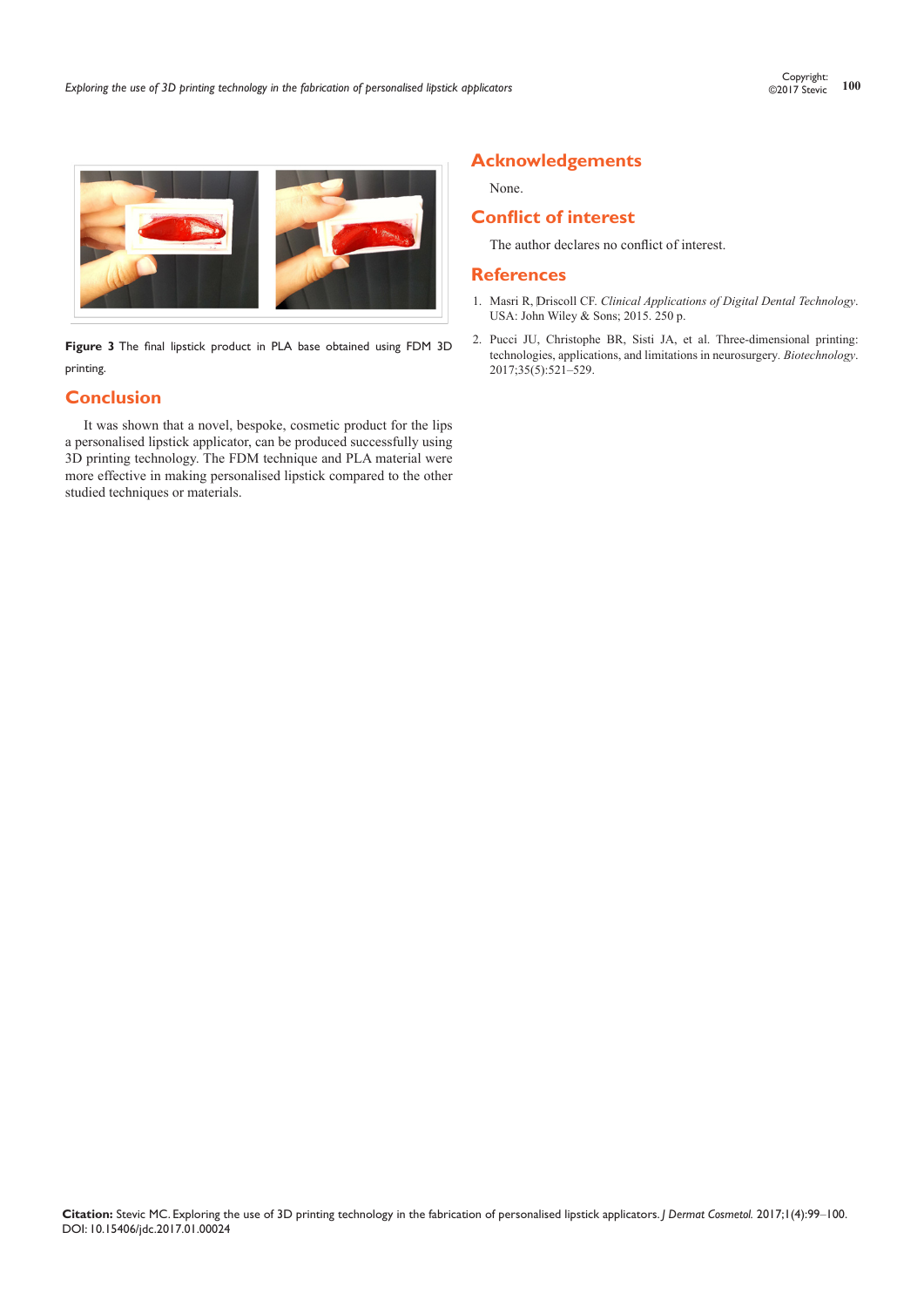**Figure 3** The final lipstick product in PLA base obtained using FDM 3D printing.

## Conclusion

It was shown that a novel, bespoke, cosmetic product for the lips a personalised lipstick applicator, can be produced successfully using 3D printing technology. The FDM technique and PLA material were more effective in making personalised lipstick compared to the other studied techniques or materials.

## Acknowledgements

None.

## Conflict of interest

The author declares no conflict of interest.

## References

1. Masri R, Driscoll CF. *Clinical Applications of Digital Dental Technology*. USA: John Wiley & Sons; 2015. 250 p.
2. Pucci JU, Christophe BR, Sisti JA, et al. Three-dimensional printing: technologies, applications, and limitations in neurosurgery. *Biotechnology*. 2017;35(5):521–529.

**Citation:** Stevic MC. Exploring the use of 3D printing technology in the fabrication of personalised lipstick applicators. *J Dermat Cosmetol.* 2017;1(4):99–100. DOI: 10.15406/jdc.2017.01.00024